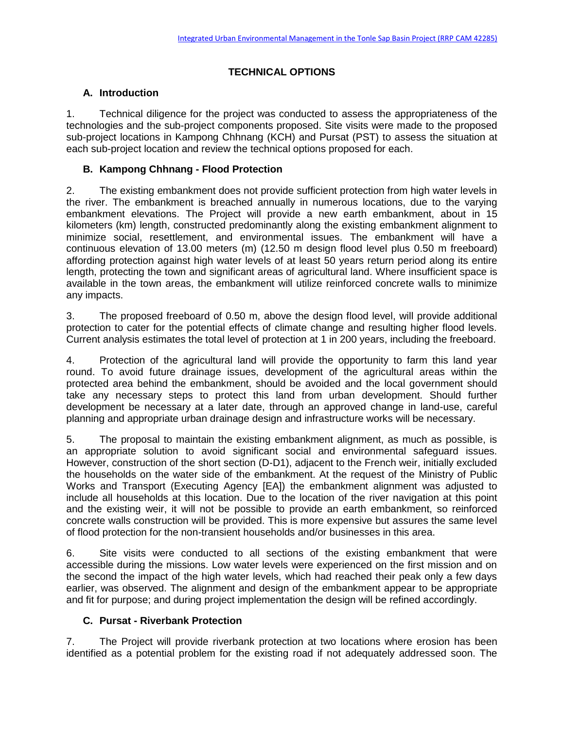# TECHNICAL OPTIONS

## A. Introduction

1. Technical diligence for the project was conducted to assess the appropriateness of the technologies and the sub-project components proposed. Site visits were made to the proposed sub-project locations in Kampong Chhnang (KCH) and Pursat (PST) to assess the situation at each sub-project location and review the technical options proposed for each.

## B. Kampong Chhnang - Flood Protection

2. The existing embankment does not provide sufficient protection from high water levels in the river. The embankment is breached annually in numerous locations, due to the varying embankment elevations. The Project will provide a new earth embankment, about in 15 kilometers (km) length, constructed predominantly along the existing embankment alignment to minimize social, resettlement, and environmental issues. The embankment will have a continuous elevation of 13.00 meters (m) (12.50 m design flood level plus 0.50 m freeboard) affording protection against high water levels of at least 50 years return period along its entire length, protecting the town and significant areas of agricultural land. Where insufficient space is available in the town areas, the embankment will utilize reinforced concrete walls to minimize any impacts.

3. The proposed freeboard of 0.50 m, above the design flood level, will provide additional protection to cater for the potential effects of climate change and resulting higher flood levels. Current analysis estimates the total level of protection at 1 in 200 years, including the freeboard.

4. Protection of the agricultural land will provide the opportunity to farm this land year round. To avoid future drainage issues, development of the agricultural areas within the protected area behind the embankment, should be avoided and the local government should take any necessary steps to protect this land from urban development. Should further development be necessary at a later date, through an approved change in land-use, careful planning and appropriate urban drainage design and infrastructure works will be necessary.

5. The proposal to maintain the existing embankment alignment, as much as possible, is an appropriate solution to avoid significant social and environmental safeguard issues. However, construction of the short section (D-D1), adjacent to the French weir, initially excluded the households on the water side of the embankment. At the request of the Ministry of Public Works and Transport (Executing Agency [EA]) the embankment alignment was adjusted to include all households at this location. Due to the location of the river navigation at this point and the existing weir, it will not be possible to provide an earth embankment, so reinforced concrete walls construction will be provided. This is more expensive but assures the same level of flood protection for the non-transient households and/or businesses in this area.

6. Site visits were conducted to all sections of the existing embankment that were accessible during the missions. Low water levels were experienced on the first mission and on the second the impact of the high water levels, which had reached their peak only a few days earlier, was observed. The alignment and design of the embankment appear to be appropriate and fit for purpose; and during project implementation the design will be refined accordingly.

## C. Pursat - Riverbank Protection

7. The Project will provide riverbank protection at two locations where erosion has been identified as a potential problem for the existing road if not adequately addressed soon. The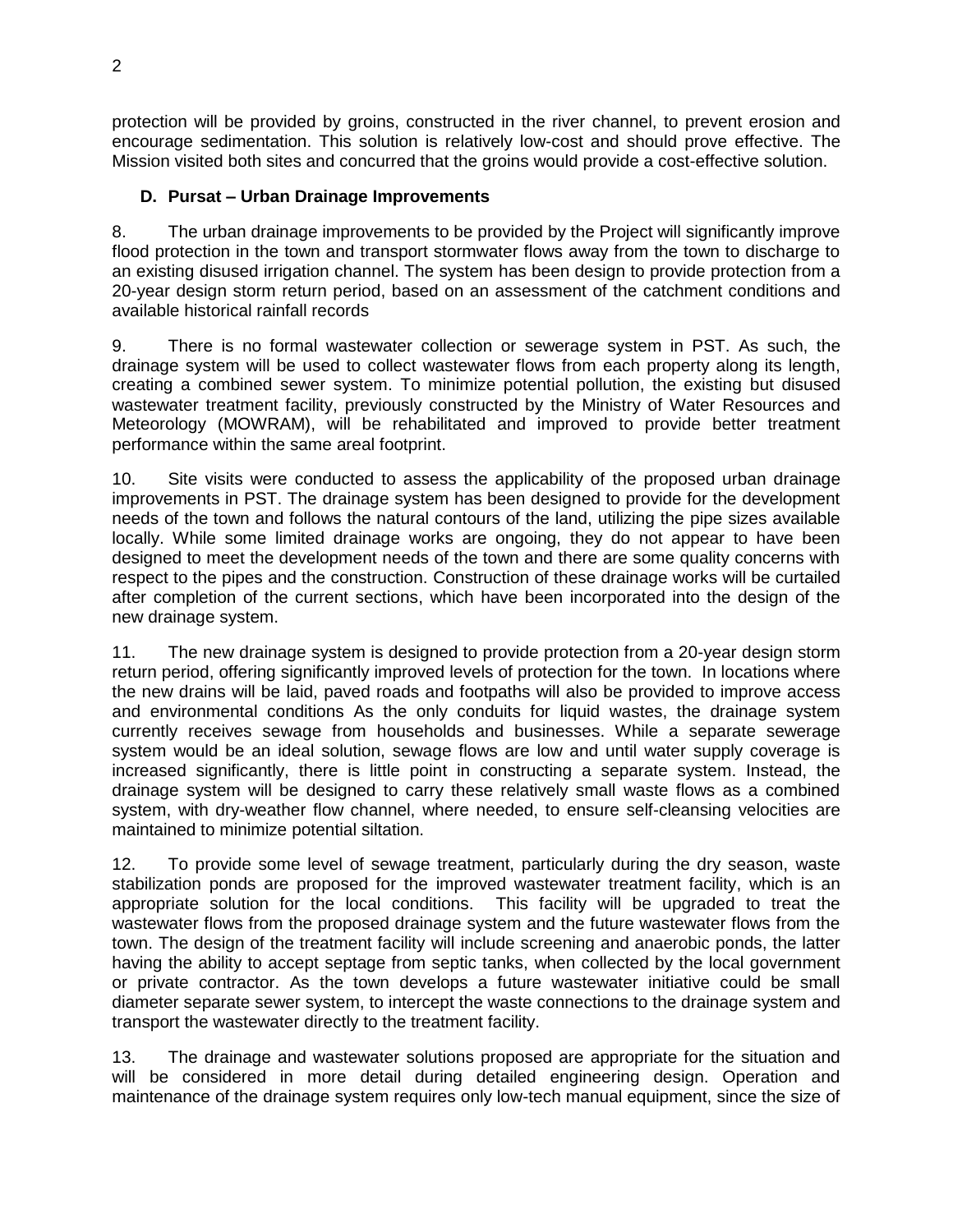protection will be provided by groins, constructed in the river channel, to prevent erosion and encourage sedimentation. This solution is relatively low-cost and should prove effective. The Mission visited both sites and concurred that the groins would provide a cost-effective solution.

### D. Pursat – Urban Drainage Improvements

8. The urban drainage improvements to be provided by the Project will significantly improve flood protection in the town and transport stormwater flows away from the town to discharge to an existing disused irrigation channel. The system has been design to provide protection from a 20-year design storm return period, based on an assessment of the catchment conditions and available historical rainfall records

9. There is no formal wastewater collection or sewerage system in PST. As such, the drainage system will be used to collect wastewater flows from each property along its length, creating a combined sewer system. To minimize potential pollution, the existing but disused wastewater treatment facility, previously constructed by the Ministry of Water Resources and Meteorology (MOWRAM), will be rehabilitated and improved to provide better treatment performance within the same areal footprint.

10. Site visits were conducted to assess the applicability of the proposed urban drainage improvements in PST. The drainage system has been designed to provide for the development needs of the town and follows the natural contours of the land, utilizing the pipe sizes available locally. While some limited drainage works are ongoing, they do not appear to have been designed to meet the development needs of the town and there are some quality concerns with respect to the pipes and the construction. Construction of these drainage works will be curtailed after completion of the current sections, which have been incorporated into the design of the new drainage system.

11. The new drainage system is designed to provide protection from a 20-year design storm return period, offering significantly improved levels of protection for the town. In locations where the new drains will be laid, paved roads and footpaths will also be provided to improve access and environmental conditions As the only conduits for liquid wastes, the drainage system currently receives sewage from households and businesses. While a separate sewerage system would be an ideal solution, sewage flows are low and until water supply coverage is increased significantly, there is little point in constructing a separate system. Instead, the drainage system will be designed to carry these relatively small waste flows as a combined system, with dry-weather flow channel, where needed, to ensure self-cleansing velocities are maintained to minimize potential siltation.

12. To provide some level of sewage treatment, particularly during the dry season, waste stabilization ponds are proposed for the improved wastewater treatment facility, which is an appropriate solution for the local conditions. This facility will be upgraded to treat the wastewater flows from the proposed drainage system and the future wastewater flows from the town. The design of the treatment facility will include screening and anaerobic ponds, the latter having the ability to accept septage from septic tanks, when collected by the local government or private contractor. As the town develops a future wastewater initiative could be small diameter separate sewer system, to intercept the waste connections to the drainage system and transport the wastewater directly to the treatment facility.

13. The drainage and wastewater solutions proposed are appropriate for the situation and will be considered in more detail during detailed engineering design. Operation and maintenance of the drainage system requires only low-tech manual equipment, since the size of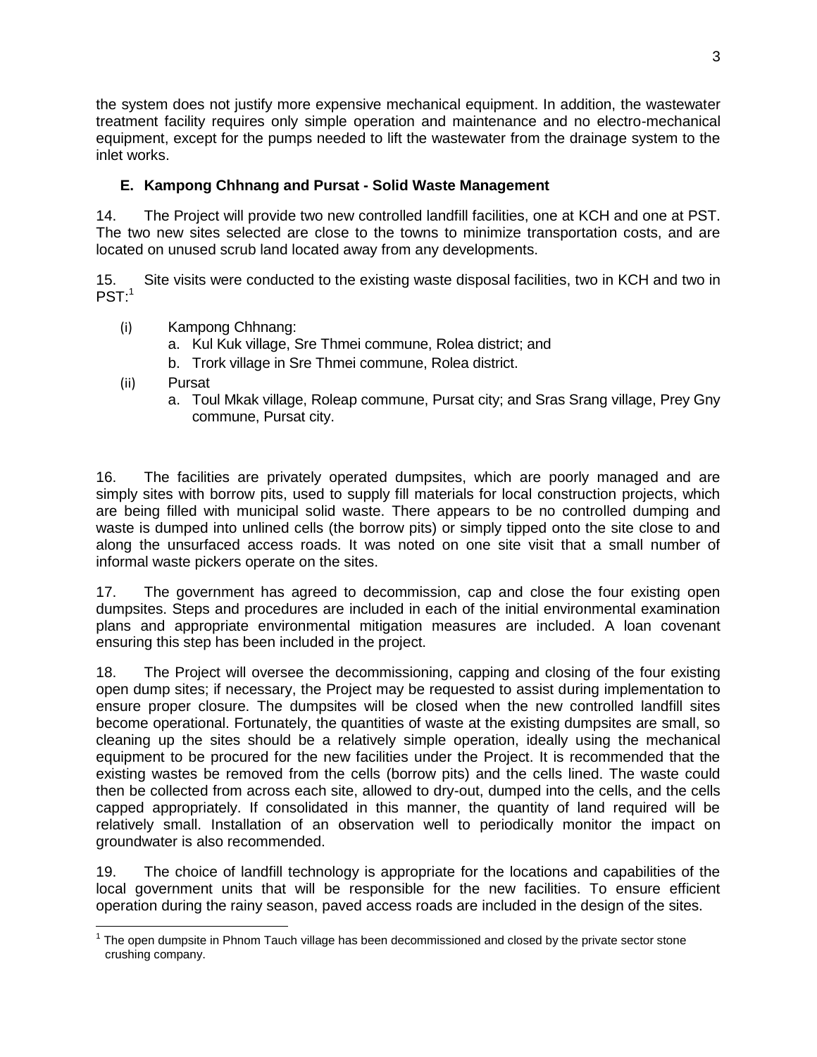the system does not justify more expensive mechanical equipment. In addition, the wastewater treatment facility requires only simple operation and maintenance and no electro-mechanical equipment, except for the pumps needed to lift the wastewater from the drainage system to the inlet works.

### E. Kampong Chhnang and Pursat - Solid Waste Management

14. The Project will provide two new controlled landfill facilities, one at KCH and one at PST. The two new sites selected are close to the towns to minimize transportation costs, and are located on unused scrub land located away from any developments.

15. Site visits were conducted to the existing waste disposal facilities, two in KCH and two in PST:[1]

(i) Kampong Chhnang:
  a. Kul Kuk village, Sre Thmei commune, Rolea district; and
  b. Trork village in Sre Thmei commune, Rolea district.

(ii) Pursat
  a. Toul Mkak village, Roleap commune, Pursat city; and Sras Srang village, Prey Gny commune, Pursat city.

16. The facilities are privately operated dumpsites, which are poorly managed and are simply sites with borrow pits, used to supply fill materials for local construction projects, which are being filled with municipal solid waste. There appears to be no controlled dumping and waste is dumped into unlined cells (the borrow pits) or simply tipped onto the site close to and along the unsurfaced access roads. It was noted on one site visit that a small number of informal waste pickers operate on the sites.

17. The government has agreed to decommission, cap and close the four existing open dumpsites. Steps and procedures are included in each of the initial environmental examination plans and appropriate environmental mitigation measures are included. A loan covenant ensuring this step has been included in the project.

18. The Project will oversee the decommissioning, capping and closing of the four existing open dump sites; if necessary, the Project may be requested to assist during implementation to ensure proper closure. The dumpsites will be closed when the new controlled landfill sites become operational. Fortunately, the quantities of waste at the existing dumpsites are small, so cleaning up the sites should be a relatively simple operation, ideally using the mechanical equipment to be procured for the new facilities under the Project. It is recommended that the existing wastes be removed from the cells (borrow pits) and the cells lined. The waste could then be collected from across each site, allowed to dry-out, dumped into the cells, and the cells capped appropriately. If consolidated in this manner, the quantity of land required will be relatively small. Installation of an observation well to periodically monitor the impact on groundwater is also recommended.

19. The choice of landfill technology is appropriate for the locations and capabilities of the local government units that will be responsible for the new facilities. To ensure efficient operation during the rainy season, paved access roads are included in the design of the sites.

[1] The open dumpsite in Phnom Tauch village has been decommissioned and closed by the private sector stone crushing company.